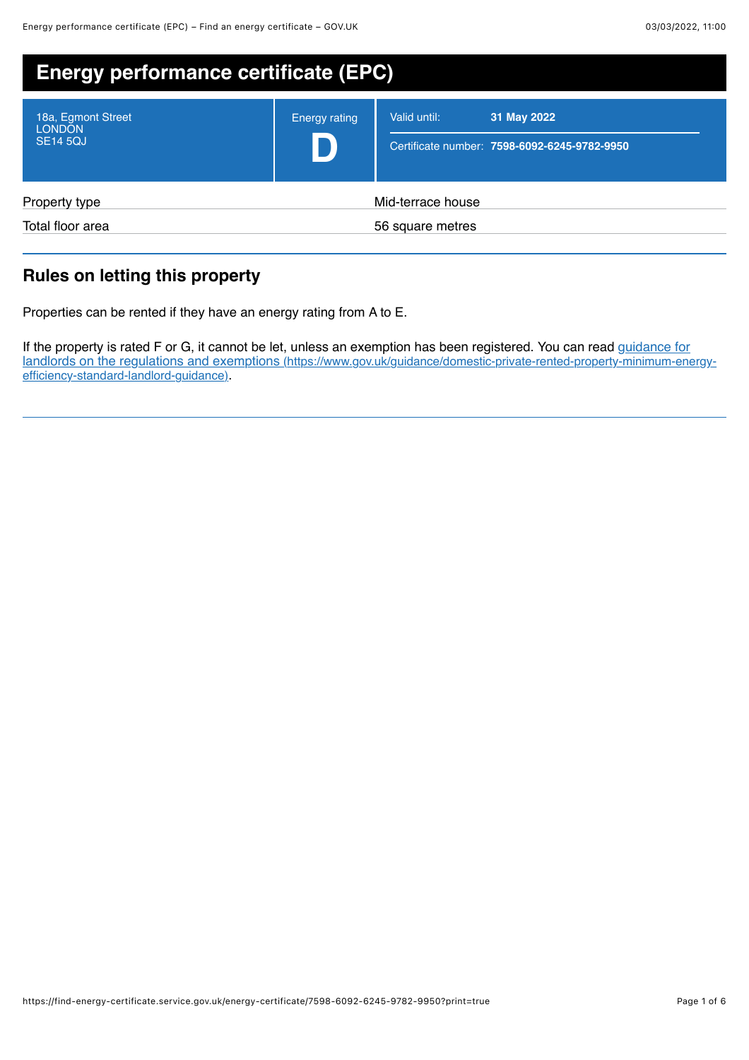# Energy performance certificate (EPC)

| 18a, Egmont Street<br>LONDON<br>SE14 5QJ | Energy rating<br>**D** | Valid until: **31 May 2022**<br>Certificate number: **7598-6092-6245-9782-9950** |
| --- | --- | --- |

| Property type | Mid-terrace house |
| --- | --- |
| Total floor area | 56 square metres |

## Rules on letting this property

Properties can be rented if they have an energy rating from A to E.

If the property is rated F or G, it cannot be let, unless an exemption has been registered. You can read [guidance for landlords on the regulations and exemptions (https://www.gov.uk/guidance/domestic-private-rented-property-minimum-energy-efficiency-standard-landlord-guidance)](https://www.gov.uk/guidance/domestic-private-rented-property-minimum-energy-efficiency-standard-landlord-guidance).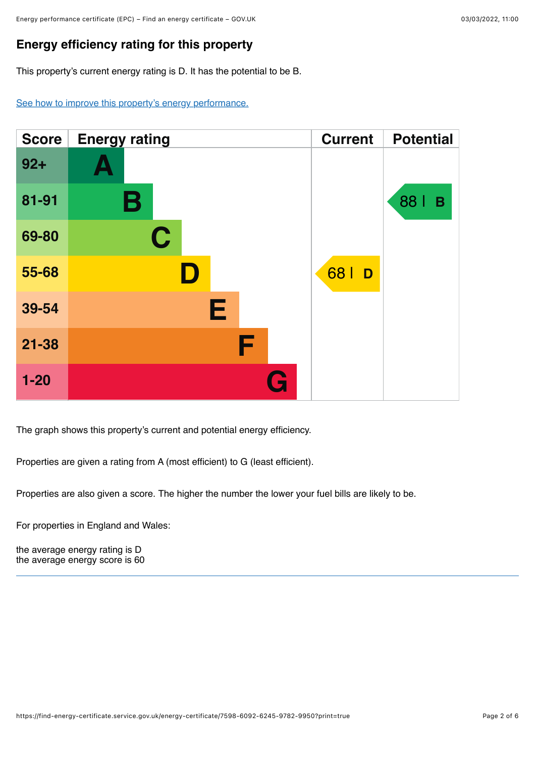## Energy efficiency rating for this property

This property's current energy rating is D. It has the potential to be B.

[See how to improve this property's energy performance.]

| Score | Energy rating | Current | Potential |
|---|---|---|---|
| 92+ | A | | |
| 81-91 | B | | 88 B |
| 69-80 | C | | |
| 55-68 | D | 68 D | |
| 39-54 | E | | |
| 21-38 | F | | |
| 1-20 | G | | |

The graph shows this property's current and potential energy efficiency.

Properties are given a rating from A (most efficient) to G (least efficient).

Properties are also given a score. The higher the number the lower your fuel bills are likely to be.

For properties in England and Wales:

the average energy rating is D
the average energy score is 60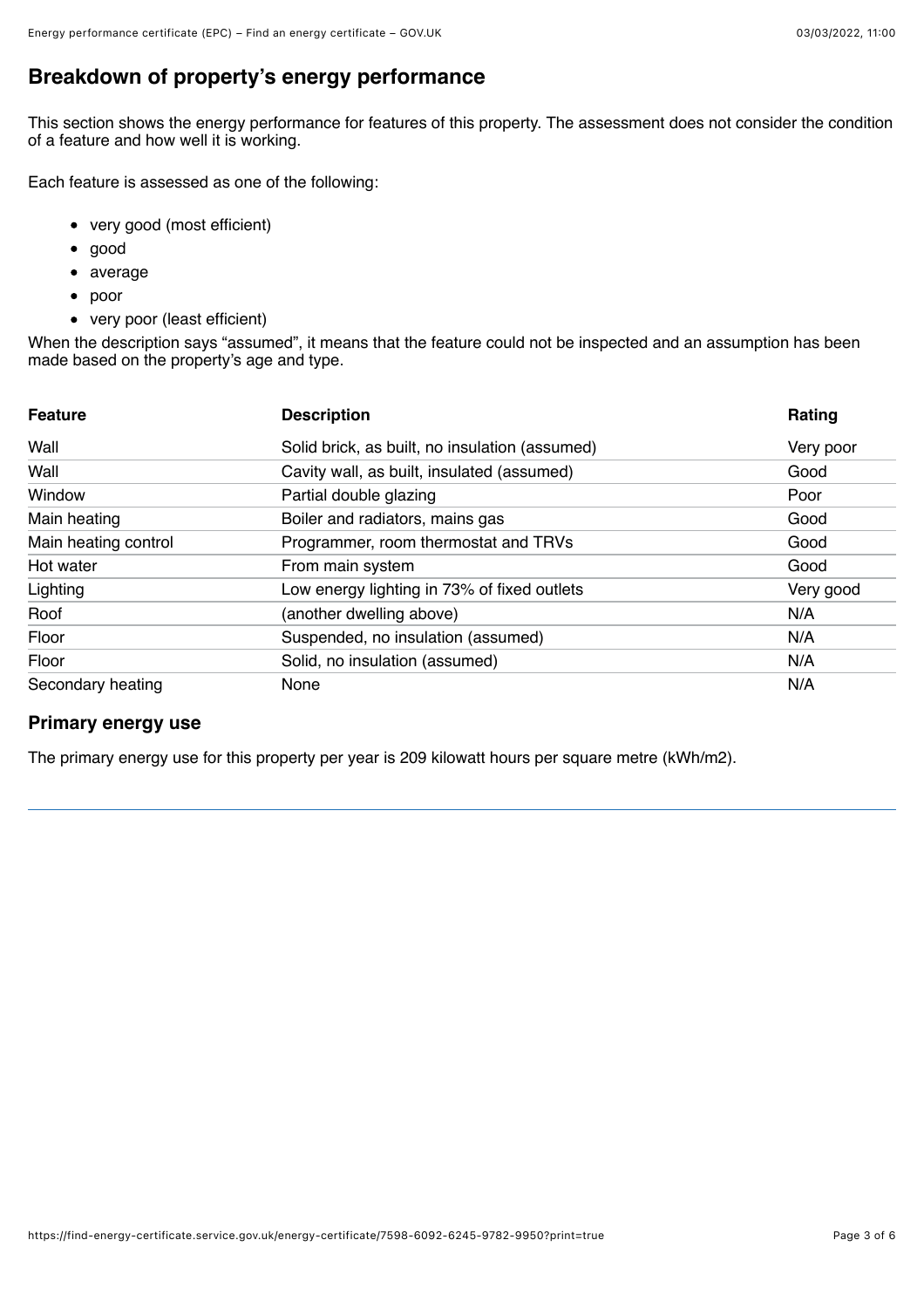## Breakdown of property's energy performance

This section shows the energy performance for features of this property. The assessment does not consider the condition of a feature and how well it is working.

Each feature is assessed as one of the following:

- very good (most efficient)
- good
- average
- poor
- very poor (least efficient)

When the description says "assumed", it means that the feature could not be inspected and an assumption has been made based on the property's age and type.

| Feature | Description | Rating |
|---|---|---|
| Wall | Solid brick, as built, no insulation (assumed) | Very poor |
| Wall | Cavity wall, as built, insulated (assumed) | Good |
| Window | Partial double glazing | Poor |
| Main heating | Boiler and radiators, mains gas | Good |
| Main heating control | Programmer, room thermostat and TRVs | Good |
| Hot water | From main system | Good |
| Lighting | Low energy lighting in 73% of fixed outlets | Very good |
| Roof | (another dwelling above) | N/A |
| Floor | Suspended, no insulation (assumed) | N/A |
| Floor | Solid, no insulation (assumed) | N/A |
| Secondary heating | None | N/A |

### Primary energy use

The primary energy use for this property per year is 209 kilowatt hours per square metre (kWh/m2).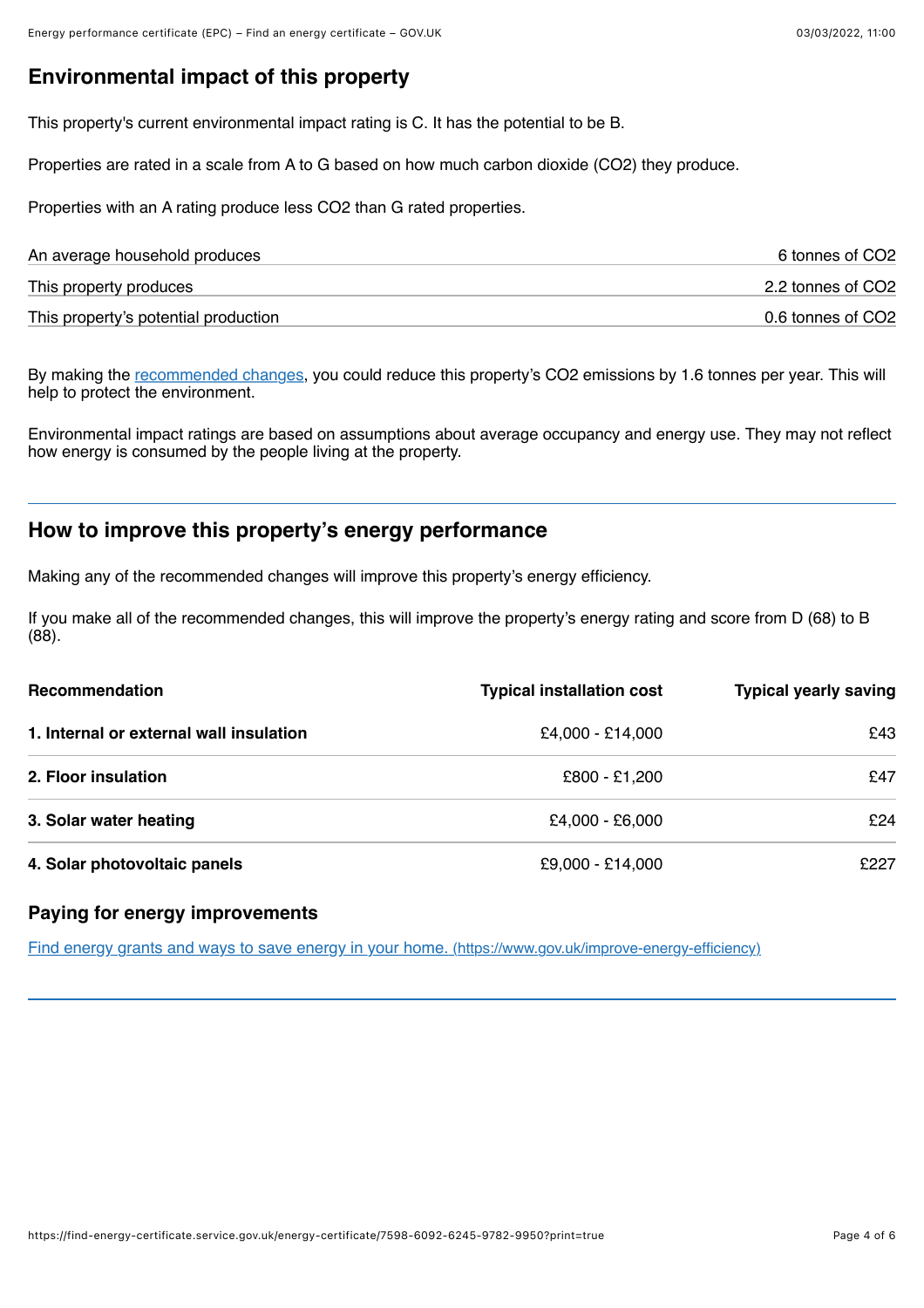## Environmental impact of this property

This property's current environmental impact rating is C. It has the potential to be B.

Properties are rated in a scale from A to G based on how much carbon dioxide ($CO_2$) they produce.

Properties with an A rating produce less $CO_2$ than G rated properties.

| | |
|---|---|
| An average household produces | 6 tonnes of $CO_2$ |
| This property produces | 2.2 tonnes of $CO_2$ |
| This property's potential production | 0.6 tonnes of $CO_2$ |

By making the recommended changes, you could reduce this property's $CO_2$ emissions by 1.6 tonnes per year. This will help to protect the environment.

Environmental impact ratings are based on assumptions about average occupancy and energy use. They may not reflect how energy is consumed by the people living at the property.

## How to improve this property's energy performance

Making any of the recommended changes will improve this property's energy efficiency.

If you make all of the recommended changes, this will improve the property's energy rating and score from D (68) to B (88).

| Recommendation | Typical installation cost | Typical yearly saving |
|---|---|---|
| **1. Internal or external wall insulation** | £4,000 - £14,000 | £43 |
| **2. Floor insulation** | £800 - £1,200 | £47 |
| **3. Solar water heating** | £4,000 - £6,000 | £24 |
| **4. Solar photovoltaic panels** | £9,000 - £14,000 | £227 |

### Paying for energy improvements

[Find energy grants and ways to save energy in your home. (https://www.gov.uk/improve-energy-efficiency)](https://www.gov.uk/improve-energy-efficiency)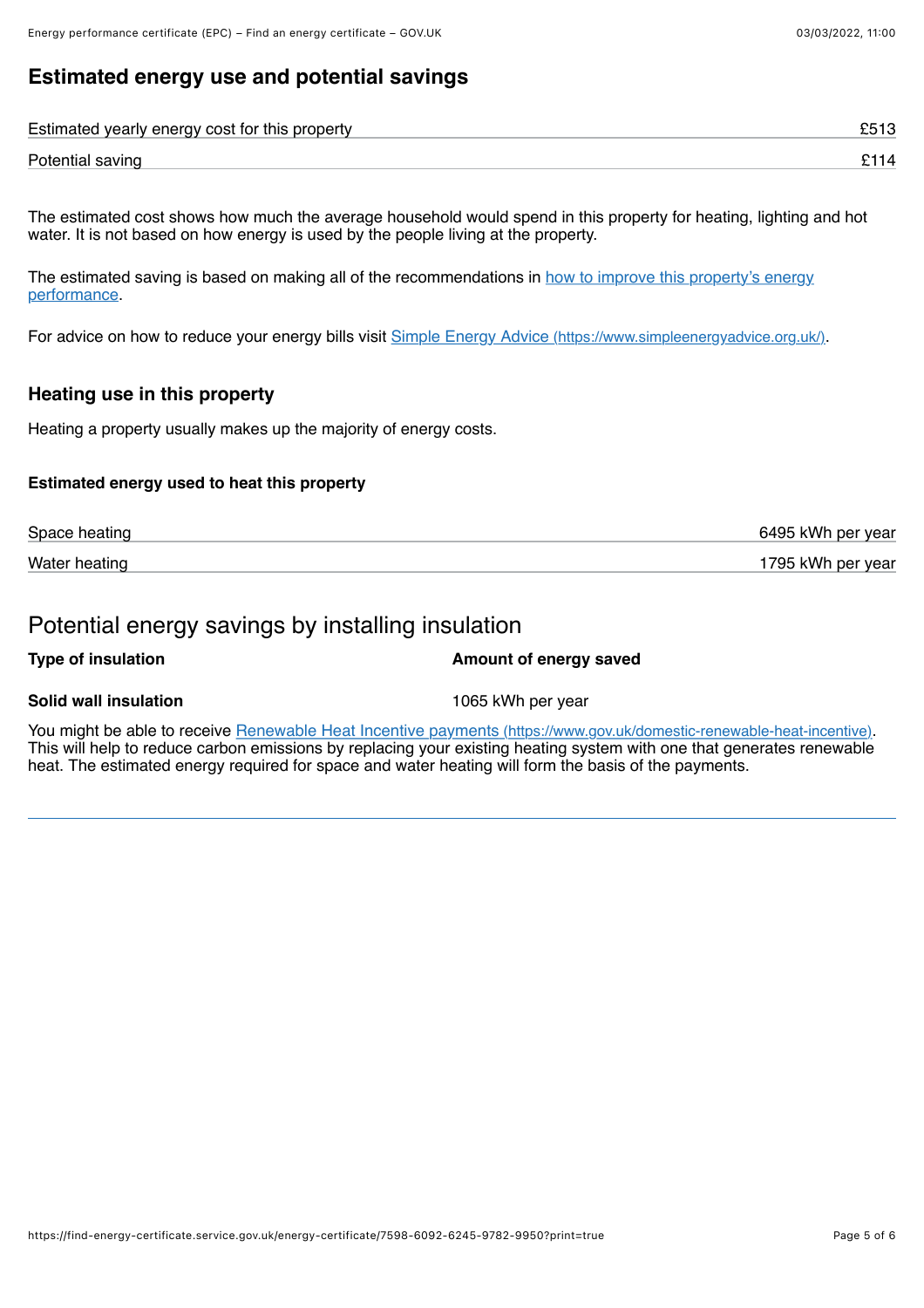## Estimated energy use and potential savings

| | |
|---|---|
| Estimated yearly energy cost for this property | £513 |
| Potential saving | £114 |

The estimated cost shows how much the average household would spend in this property for heating, lighting and hot water. It is not based on how energy is used by the people living at the property.

The estimated saving is based on making all of the recommendations in [how to improve this property's energy performance](#).

For advice on how to reduce your energy bills visit [Simple Energy Advice (https://www.simpleenergyadvice.org.uk/)](https://www.simpleenergyadvice.org.uk/).

## Heating use in this property

Heating a property usually makes up the majority of energy costs.

### Estimated energy used to heat this property

| | |
|---|---|
| Space heating | 6495 kWh per year |
| Water heating | 1795 kWh per year |

## Potential energy savings by installing insulation

| Type of insulation | Amount of energy saved |
|---|---|
| **Solid wall insulation** | 1065 kWh per year |

You might be able to receive [Renewable Heat Incentive payments (https://www.gov.uk/domestic-renewable-heat-incentive)](https://www.gov.uk/domestic-renewable-heat-incentive). This will help to reduce carbon emissions by replacing your existing heating system with one that generates renewable heat. The estimated energy required for space and water heating will form the basis of the payments.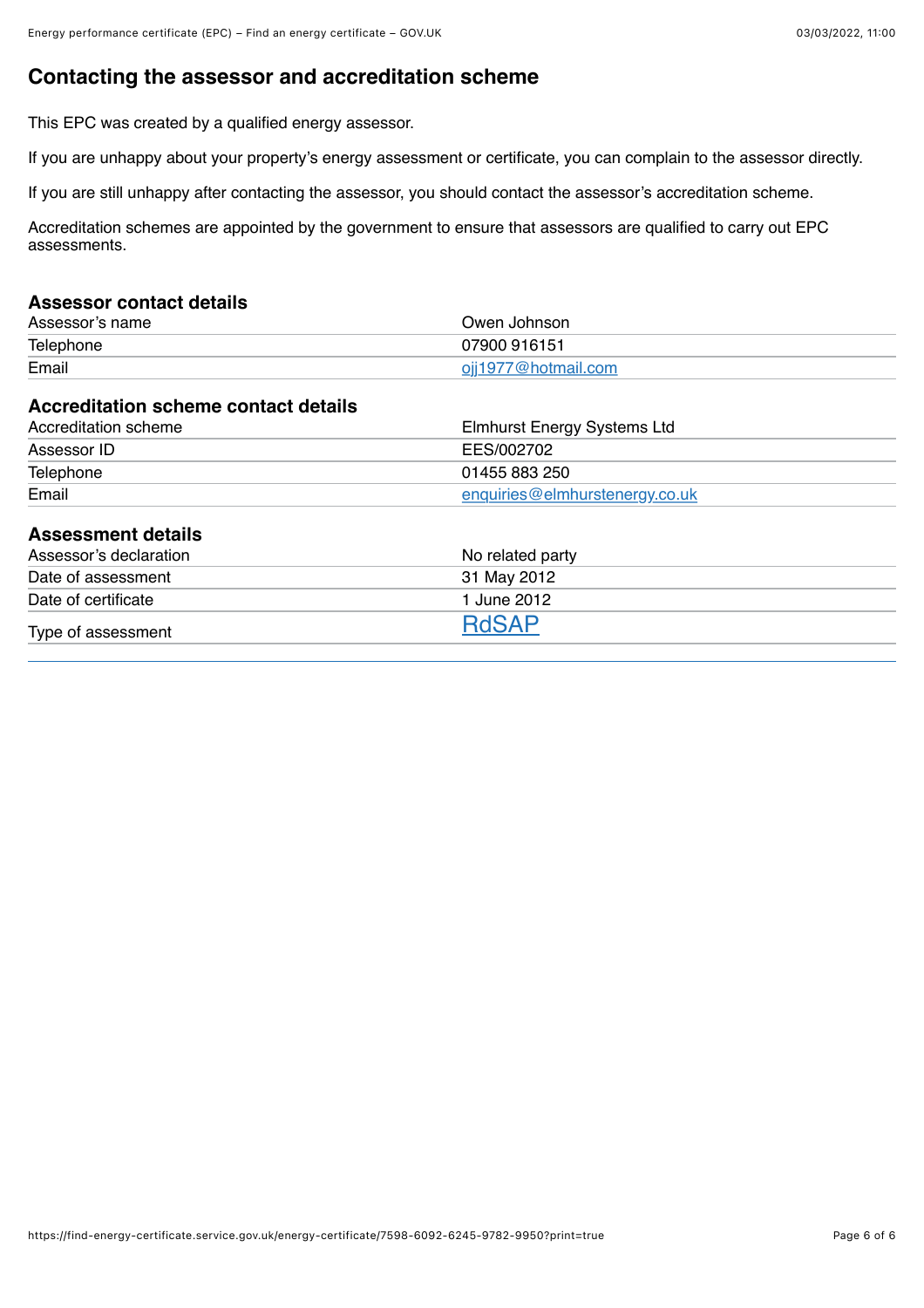## Contacting the assessor and accreditation scheme

This EPC was created by a qualified energy assessor.

If you are unhappy about your property's energy assessment or certificate, you can complain to the assessor directly.

If you are still unhappy after contacting the assessor, you should contact the assessor's accreditation scheme.

Accreditation schemes are appointed by the government to ensure that assessors are qualified to carry out EPC assessments.

### Assessor contact details

| | |
|---|---|
| Assessor's name | Owen Johnson |
| Telephone | 07900 916151 |
| Email | ojj1977@hotmail.com |

### Accreditation scheme contact details

| | |
|---|---|
| Accreditation scheme | Elmhurst Energy Systems Ltd |
| Assessor ID | EES/002702 |
| Telephone | 01455 883 250 |
| Email | enquiries@elmhurstenergy.co.uk |

### Assessment details

| | |
|---|---|
| Assessor's declaration | No related party |
| Date of assessment | 31 May 2012 |
| Date of certificate | 1 June 2012 |
| Type of assessment | RdSAP |